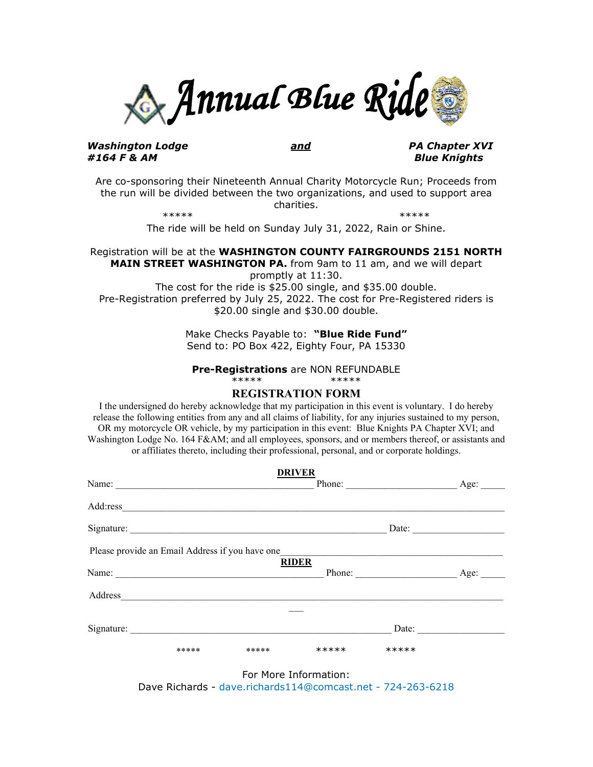# Annual Blue Ride

***Washington Lodge #164 F & AM*** ***and*** ***PA Chapter XVI Blue Knights***

Are co-sponsoring their Nineteenth Annual Charity Motorcycle Run; Proceeds from the run will be divided between the two organizations, and used to support area charities.

\*\*\*\*\* \*\*\*\*\*

The ride will be held on Sunday July 31, 2022, Rain or Shine.

Registration will be at the **WASHINGTON COUNTY FAIRGROUNDS 2151 NORTH MAIN STREET WASHINGTON PA.** from 9am to 11 am, and we will depart promptly at 11:30.

The cost for the ride is $25.00 single, and $35.00 double.

Pre-Registration preferred by July 25, 2022. The cost for Pre-Registered riders is $20.00 single and $30.00 double.

Make Checks Payable to: **"Blue Ride Fund"**

Send to: PO Box 422, Eighty Four, PA 15330

**Pre-Registrations** are NON REFUNDABLE

\*\*\*\*\* \*\*\*\*\*

## REGISTRATION FORM

I the undersigned do hereby acknowledge that my participation in this event is voluntary. I do hereby release the following entities from any and all claims of liability, for any injuries sustained to my person, OR my motorcycle OR vehicle, by my participation in this event: Blue Knights PA Chapter XVI; and Washington Lodge No. 164 F&AM; and all employees, sponsors, and or members thereof, or assistants and or affiliates thereto, including their professional, personal, and or corporate holdings.

**DRIVER**

Name: ______________________________ Phone: ____________________ Age: _____

Add:ress____________________________________________________________

Signature: ______________________________________ Date: _______________

Please provide an Email Address if you have one_______________________________

**RIDER**

Name: ______________________________ Phone: ____________________ Age: _____

Address_____________________________________________________________

Signature: ______________________________________ Date: _______________

\*\*\*\*\* \*\*\*\*\* \*\*\*\*\* \*\*\*\*\*

For More Information:

Dave Richards - dave.richards114@comcast.net - 724-263-6218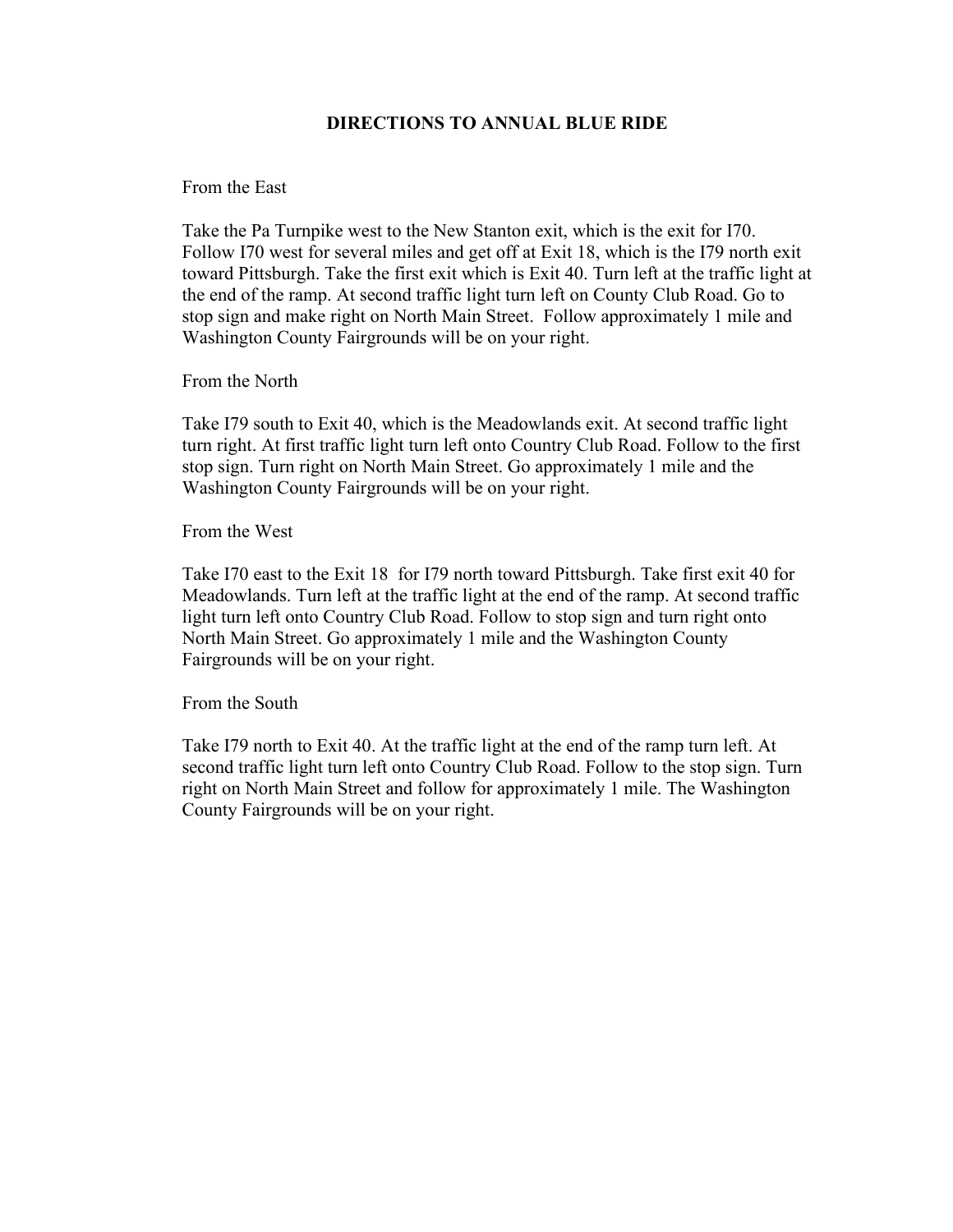# DIRECTIONS TO ANNUAL BLUE RIDE

From the East

Take the Pa Turnpike west to the New Stanton exit, which is the exit for I70. Follow I70 west for several miles and get off at Exit 18, which is the I79 north exit toward Pittsburgh. Take the first exit which is Exit 40. Turn left at the traffic light at the end of the ramp. At second traffic light turn left on County Club Road. Go to stop sign and make right on North Main Street. Follow approximately 1 mile and Washington County Fairgrounds will be on your right.

From the North

Take I79 south to Exit 40, which is the Meadowlands exit. At second traffic light turn right. At first traffic light turn left onto Country Club Road. Follow to the first stop sign. Turn right on North Main Street. Go approximately 1 mile and the Washington County Fairgrounds will be on your right.

From the West

Take I70 east to the Exit 18 for I79 north toward Pittsburgh. Take first exit 40 for Meadowlands. Turn left at the traffic light at the end of the ramp. At second traffic light turn left onto Country Club Road. Follow to stop sign and turn right onto North Main Street. Go approximately 1 mile and the Washington County Fairgrounds will be on your right.

From the South

Take I79 north to Exit 40. At the traffic light at the end of the ramp turn left. At second traffic light turn left onto Country Club Road. Follow to the stop sign. Turn right on North Main Street and follow for approximately 1 mile. The Washington County Fairgrounds will be on your right.